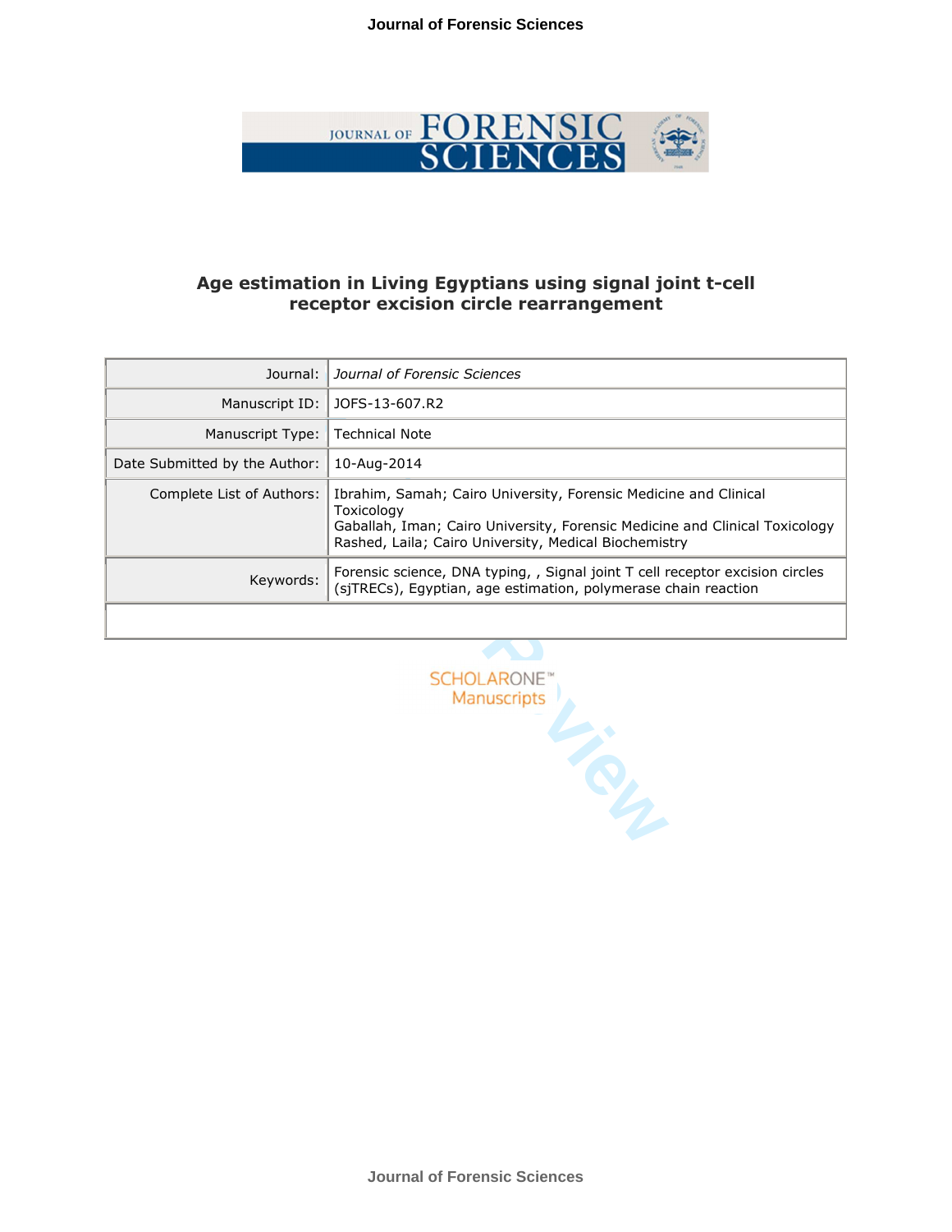# Age estimation in Living Egyptians using signal joint t-cell receptor excision circle rearrangement

| | |
|---|---|
| Journal: | *Journal of Forensic Sciences* |
| Manuscript ID: | JOFS-13-607.R2 |
| Manuscript Type: | Technical Note |
| Date Submitted by the Author: | 10-Aug-2014 |
| Complete List of Authors: | Ibrahim, Samah; Cairo University, Forensic Medicine and Clinical Toxicology<br>Gaballah, Iman; Cairo University, Forensic Medicine and Clinical Toxicology<br>Rashed, Laila; Cairo University, Medical Biochemistry |
| Keywords: | Forensic science, DNA typing, , Signal joint T cell receptor excision circles (sjTRECs), Egyptian, age estimation, polymerase chain reaction |

SCHOLARONE™ Manuscripts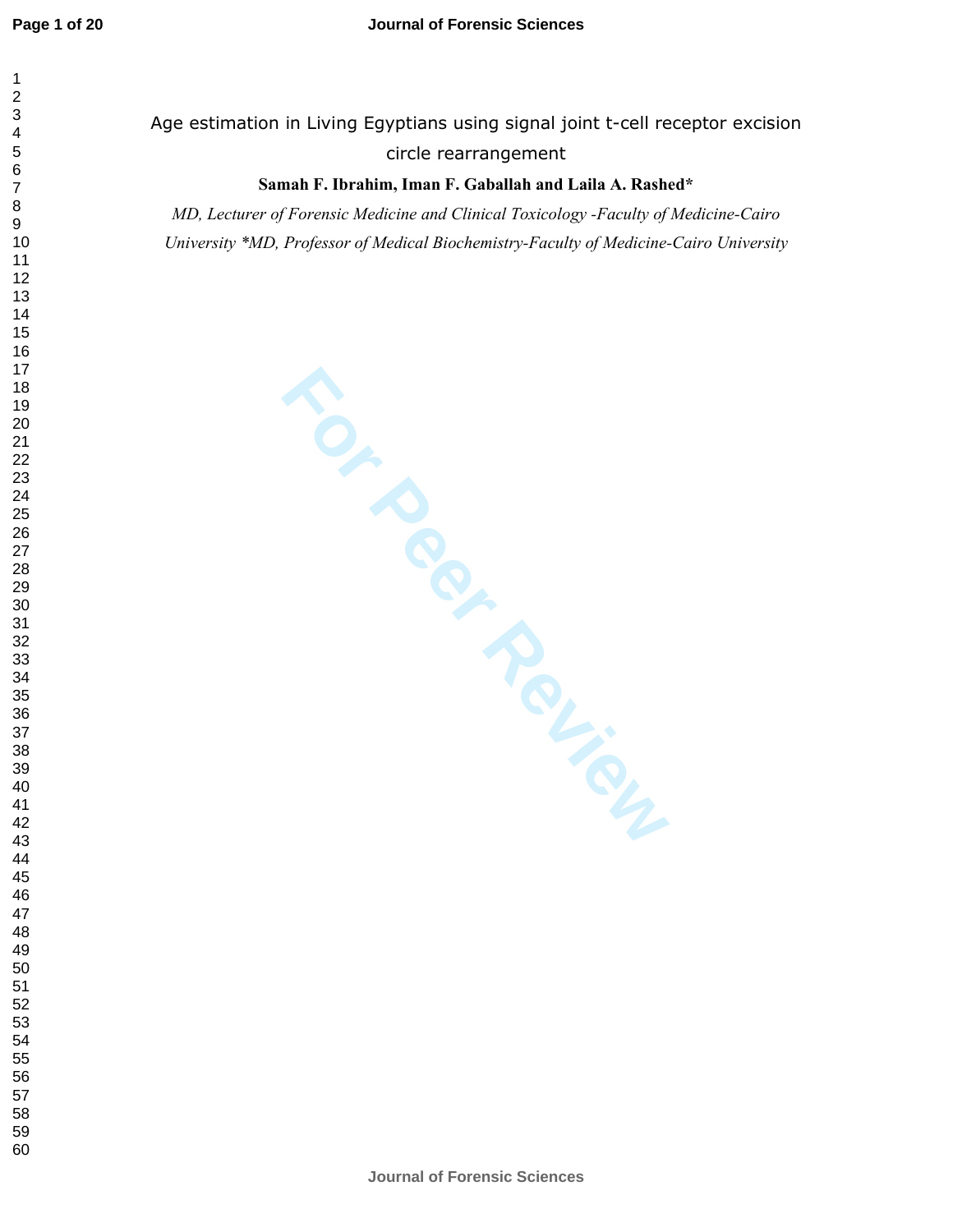# Age estimation in Living Egyptians using signal joint t-cell receptor excision circle rearrangement

**Samah F. Ibrahim, Iman F. Gaballah and Laila A. Rashed***

*MD, Lecturer of Forensic Medicine and Clinical Toxicology -Faculty of Medicine-Cairo University *MD, Professor of Medical Biochemistry-Faculty of Medicine-Cairo University*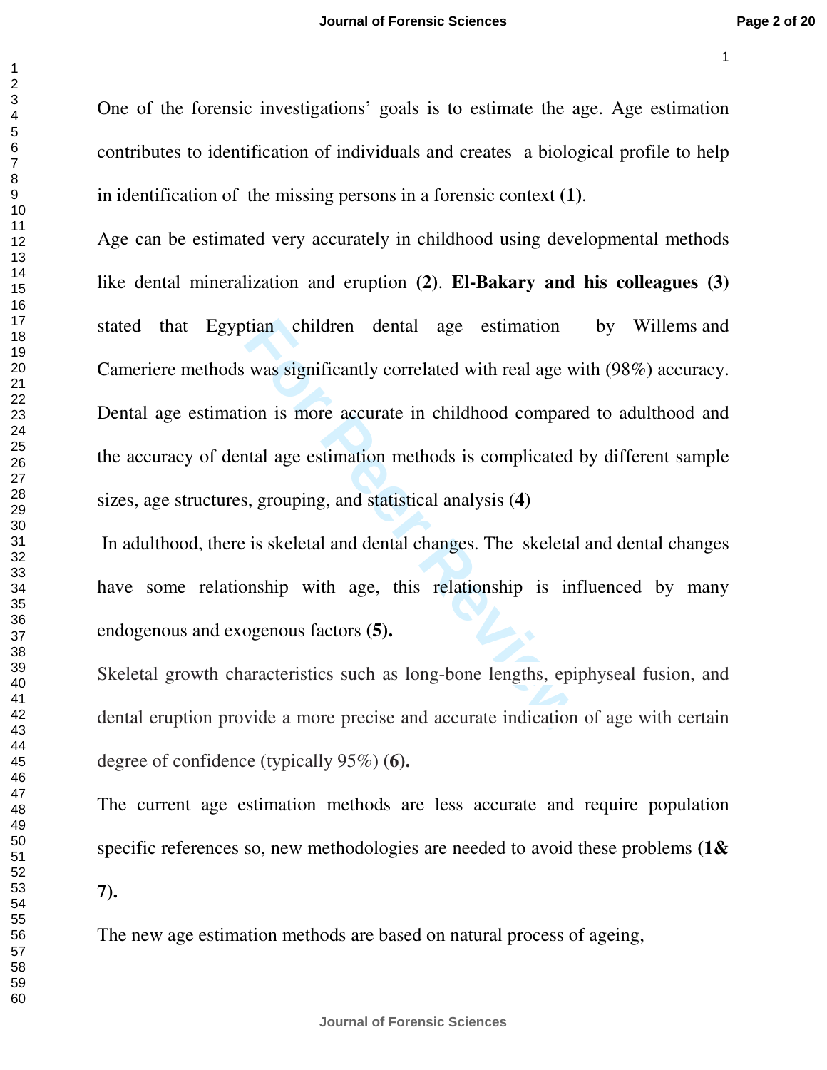One of the forensic investigations' goals is to estimate the age. Age estimation contributes to identification of individuals and creates a biological profile to help in identification of the missing persons in a forensic context **(1)**.

Age can be estimated very accurately in childhood using developmental methods like dental mineralization and eruption **(2)**. **El-Bakary and his colleagues (3)** stated that Egyptian children dental age estimation by Willems and Cameriere methods was significantly correlated with real age with (98%) accuracy. Dental age estimation is more accurate in childhood compared to adulthood and the accuracy of dental age estimation methods is complicated by different sample sizes, age structures, grouping, and statistical analysis (**4)**

In adulthood, there is skeletal and dental changes. The skeletal and dental changes have some relationship with age, this relationship is influenced by many endogenous and exogenous factors **(5).**

Skeletal growth characteristics such as long-bone lengths, epiphyseal fusion, and dental eruption provide a more precise and accurate indication of age with certain degree of confidence (typically 95%) **(6).**

The current age estimation methods are less accurate and require population specific references so, new methodologies are needed to avoid these problems **(1& 7).**

The new age estimation methods are based on natural process of ageing,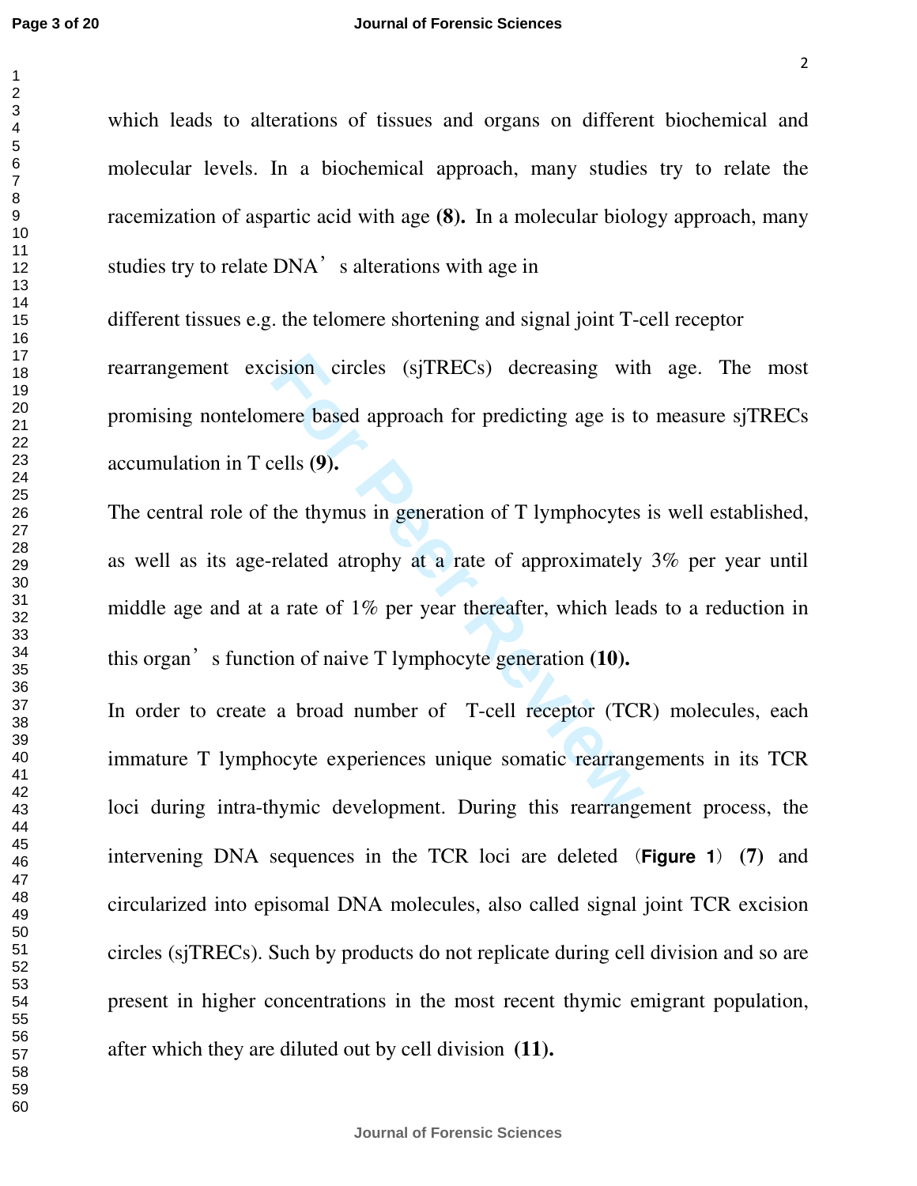which leads to alterations of tissues and organs on different biochemical and molecular levels. In a biochemical approach, many studies try to relate the racemization of aspartic acid with age **(8).** In a molecular biology approach, many studies try to relate DNA's alterations with age in

different tissues e.g. the telomere shortening and signal joint T-cell receptor rearrangement excision circles (sjTRECs) decreasing with age. The most promising nontelomere based approach for predicting age is to measure sjTRECs accumulation in T cells **(9).**

The central role of the thymus in generation of T lymphocytes is well established, as well as its age-related atrophy at a rate of approximately 3% per year until middle age and at a rate of 1% per year thereafter, which leads to a reduction in this organ's function of naive T lymphocyte generation **(10).**

In order to create a broad number of T-cell receptor (TCR) molecules, each immature T lymphocyte experiences unique somatic rearrangements in its TCR loci during intra-thymic development. During this rearrangement process, the intervening DNA sequences in the TCR loci are deleted (**Figure 1**) **(7)** and circularized into episomal DNA molecules, also called signal joint TCR excision circles (sjTRECs). Such by products do not replicate during cell division and so are present in higher concentrations in the most recent thymic emigrant population, after which they are diluted out by cell division **(11).**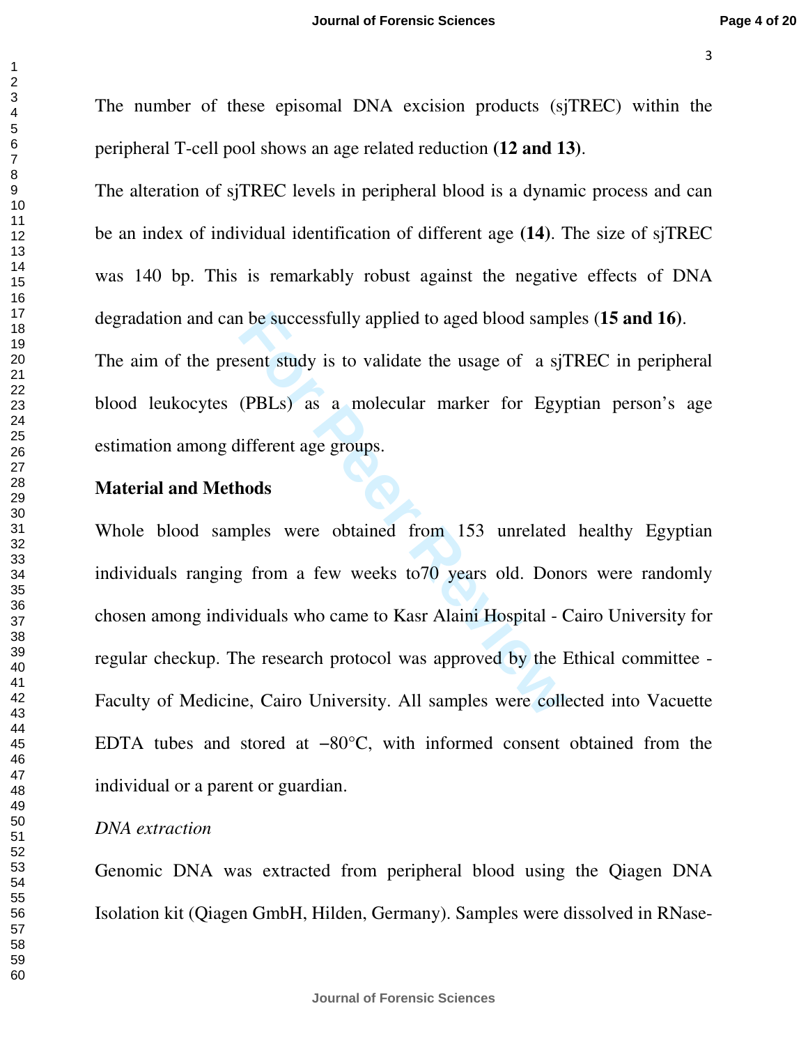The number of these episomal DNA excision products (sjTREC) within the peripheral T-cell pool shows an age related reduction **(12 and 13)**.

The alteration of sjTREC levels in peripheral blood is a dynamic process and can be an index of individual identification of different age **(14)**. The size of sjTREC was 140 bp. This is remarkably robust against the negative effects of DNA degradation and can be successfully applied to aged blood samples (**15 and 16**).

The aim of the present study is to validate the usage of  a sjTREC in peripheral blood leukocytes (PBLs) as a molecular marker for Egyptian person's age estimation among different age groups.

**Material and Methods**

Whole blood samples were obtained from 153 unrelated healthy Egyptian individuals ranging from a few weeks to70 years old. Donors were randomly chosen among individuals who came to Kasr Alaini Hospital - Cairo University for regular checkup. The research protocol was approved by the Ethical committee - Faculty of Medicine, Cairo University. All samples were collected into Vacuette EDTA tubes and stored at −80°C, with informed consent obtained from the individual or a parent or guardian.

*DNA extraction*

Genomic DNA was extracted from peripheral blood using the Qiagen DNA Isolation kit (Qiagen GmbH, Hilden, Germany). Samples were dissolved in RNase-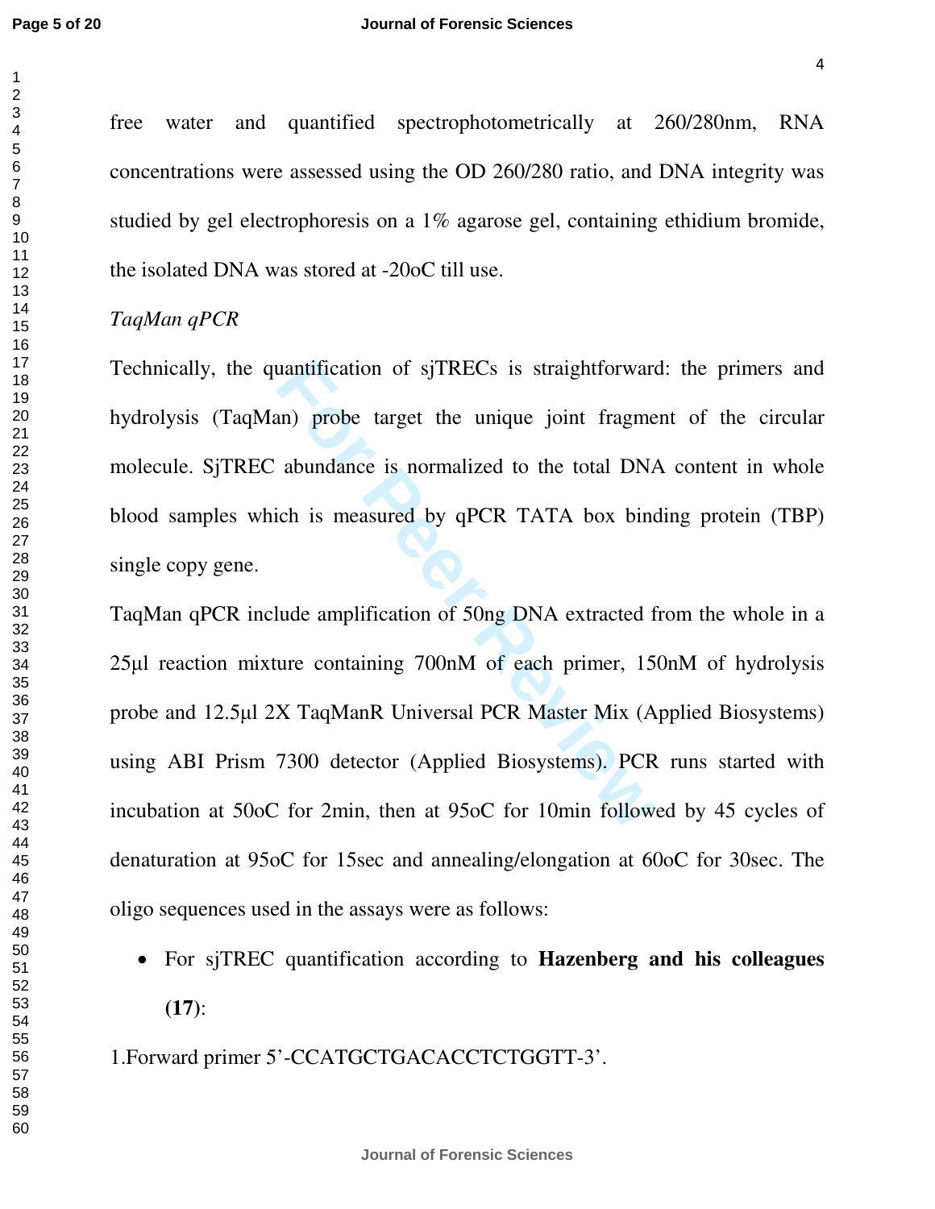free water and quantified spectrophotometrically at 260/280nm, RNA concentrations were assessed using the OD 260/280 ratio, and DNA integrity was studied by gel electrophoresis on a 1% agarose gel, containing ethidium bromide, the isolated DNA was stored at -20oC till use.

*TaqMan qPCR*

Technically, the quantification of sjTRECs is straightforward: the primers and hydrolysis (TaqMan) probe target the unique joint fragment of the circular molecule. SjTREC abundance is normalized to the total DNA content in whole blood samples which is measured by qPCR TATA box binding protein (TBP) single copy gene.

TaqMan qPCR include amplification of 50ng DNA extracted from the whole in a 25µl reaction mixture containing 700nM of each primer, 150nM of hydrolysis probe and 12.5µl 2X TaqManR Universal PCR Master Mix (Applied Biosystems) using ABI Prism 7300 detector (Applied Biosystems). PCR runs started with incubation at 50oC for 2min, then at 95oC for 10min followed by 45 cycles of denaturation at 95oC for 15sec and annealing/elongation at 60oC for 30sec. The oligo sequences used in the assays were as follows:

- For sjTREC quantification according to **Hazenberg and his colleagues (17)**:

1.Forward primer 5'-CCATGCTGACACCTCTGGTT-3'.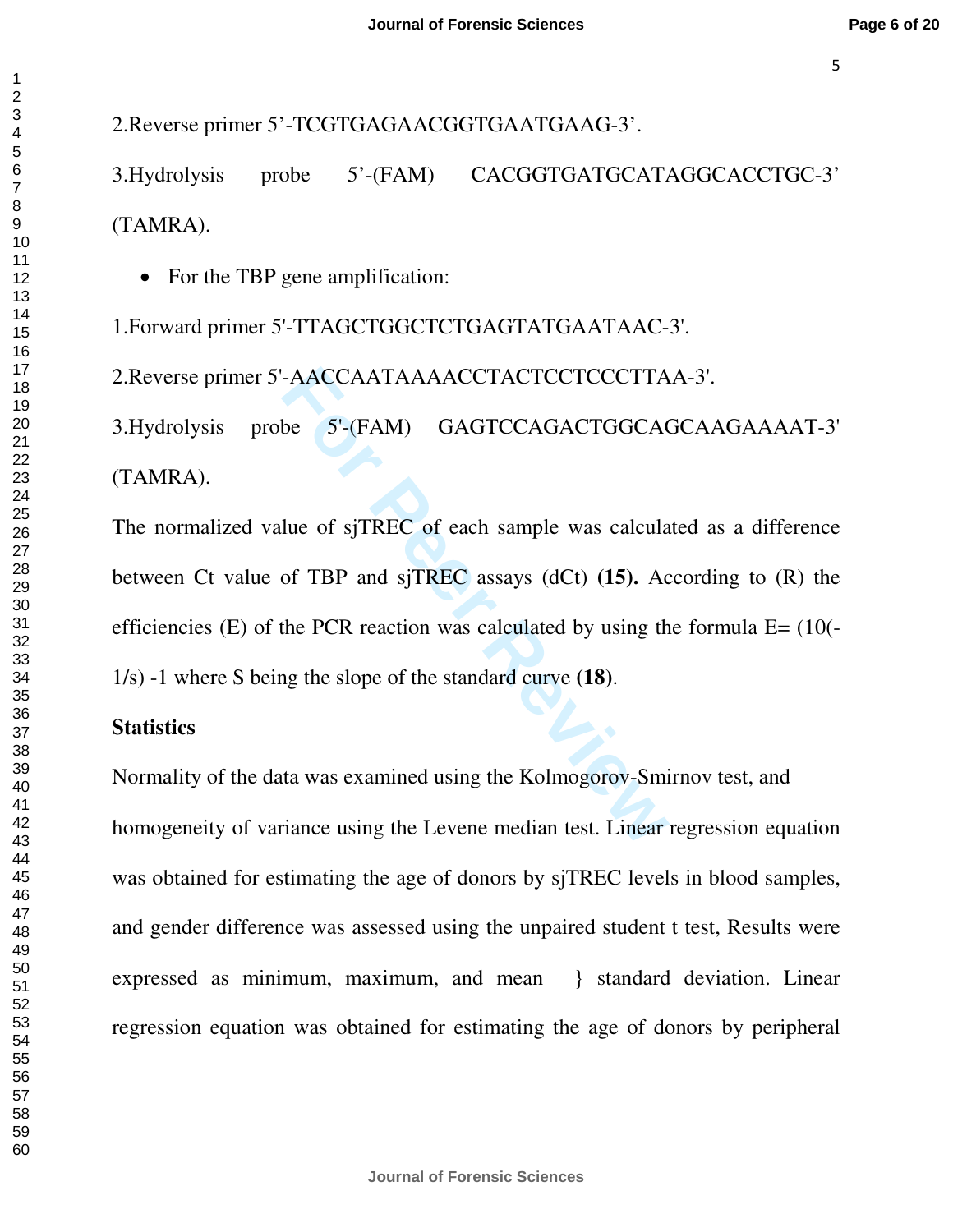2.Reverse primer 5'-TCGTGAGAACGGTGAATGAAG-3'.

3.Hydrolysis probe 5'-(FAM) CACGGTGATGCATAGGCACCTGC-3' (TAMRA).

- For the TBP gene amplification:

1.Forward primer 5'-TTAGCTGGCTCTGAGTATGAATAAC-3'.

2.Reverse primer 5'-AACCAATAAAACCTACTCCTCCCTTAA-3'.

3.Hydrolysis probe 5'-(FAM) GAGTCCAGACTGGCAGCAAGAAAAT-3' (TAMRA).

The normalized value of sjTREC of each sample was calculated as a difference between Ct value of TBP and sjTREC assays (dCt) **(15).** According to (R) the efficiencies (E) of the PCR reaction was calculated by using the formula E= (10(-1/s) -1 where S being the slope of the standard curve **(18)**.

**Statistics**

Normality of the data was examined using the Kolmogorov-Smirnov test, and homogeneity of variance using the Levene median test. Linear regression equation was obtained for estimating the age of donors by sjTREC levels in blood samples, and gender difference was assessed using the unpaired student t test, Results were expressed as minimum, maximum, and mean } standard deviation. Linear regression equation was obtained for estimating the age of donors by peripheral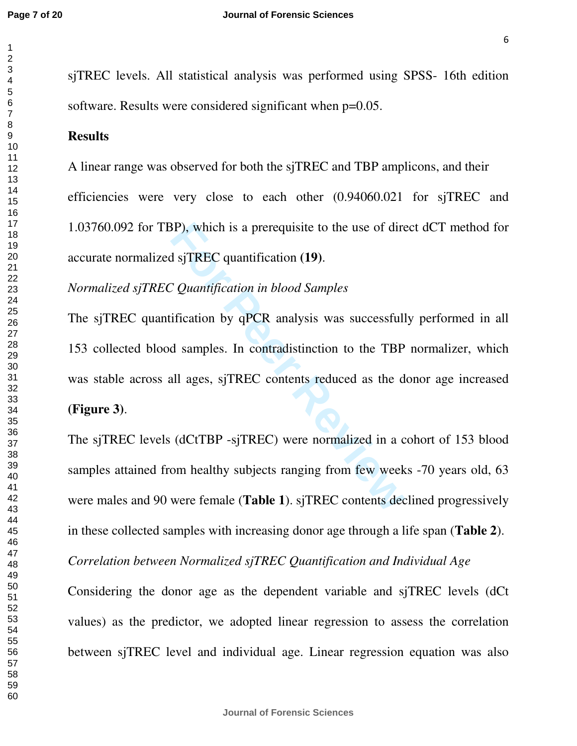sjTREC levels. All statistical analysis was performed using SPSS- 16th edition software. Results were considered significant when p=0.05.

## Results

A linear range was observed for both the sjTREC and TBP amplicons, and their efficiencies were very close to each other (0.94060.021 for sjTREC and 1.03760.092 for TBP), which is a prerequisite to the use of direct dCT method for accurate normalized sjTREC quantification **(19)**.

*Normalized sjTREC Quantification in blood Samples*

The sjTREC quantification by qPCR analysis was successfully performed in all 153 collected blood samples. In contradistinction to the TBP normalizer, which was stable across all ages, sjTREC contents reduced as the donor age increased **(Figure 3)**.

The sjTREC levels (dCtTBP -sjTREC) were normalized in a cohort of 153 blood samples attained from healthy subjects ranging from few weeks -70 years old, 63 were males and 90 were female (**Table 1**). sjTREC contents declined progressively in these collected samples with increasing donor age through a life span (**Table 2**).

*Correlation between Normalized sjTREC Quantification and Individual Age*

Considering the donor age as the dependent variable and sjTREC levels (dCt values) as the predictor, we adopted linear regression to assess the correlation between sjTREC level and individual age. Linear regression equation was also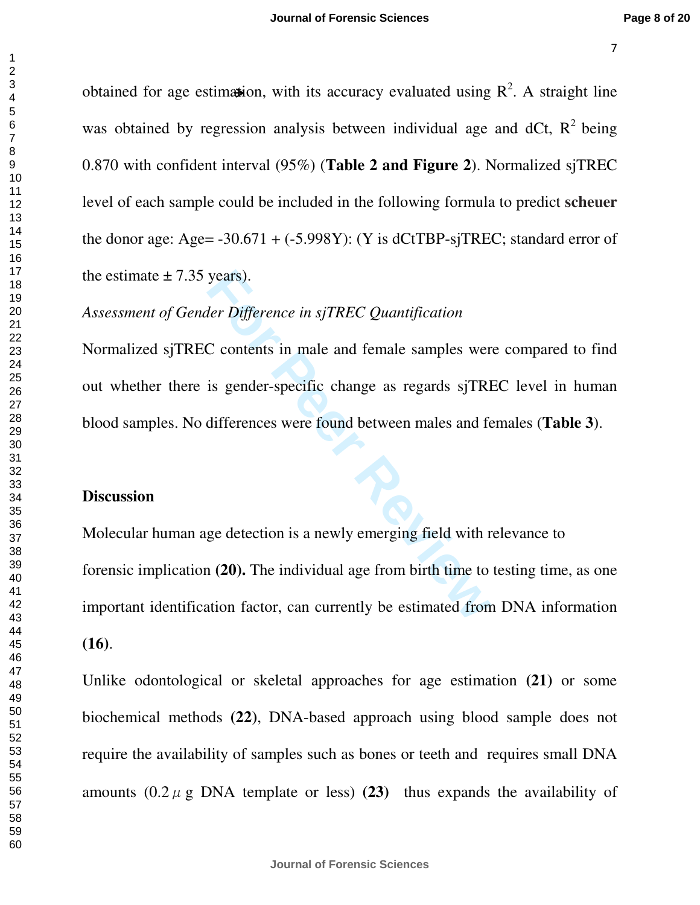obtained for age estimation, with its accuracy evaluated using $R^2$. A straight line was obtained by regression analysis between individual age and dCt, $R^2$ being 0.870 with confident interval (95%) (**Table 2 and Figure 2**). Normalized sjTREC level of each sample could be included in the following formula to predict **scheuer** the donor age: Age= -30.671 + (-5.998Y): (Y is dCtTBP-sjTREC; standard error of the estimate ± 7.35 years).

*Assessment of Gender Difference in sjTREC Quantification*

Normalized sjTREC contents in male and female samples were compared to find out whether there is gender-specific change as regards sjTREC level in human blood samples. No differences were found between males and females (**Table 3**).

## Discussion

Molecular human age detection is a newly emerging field with relevance to forensic implication **(20).** The individual age from birth time to testing time, as one important identification factor, can currently be estimated from DNA information **(16)**.

Unlike odontological or skeletal approaches for age estimation **(21)** or some biochemical methods **(22)**, DNA-based approach using blood sample does not require the availability of samples such as bones or teeth and requires small DNA amounts (0.2 μg DNA template or less) **(23)** thus expands the availability of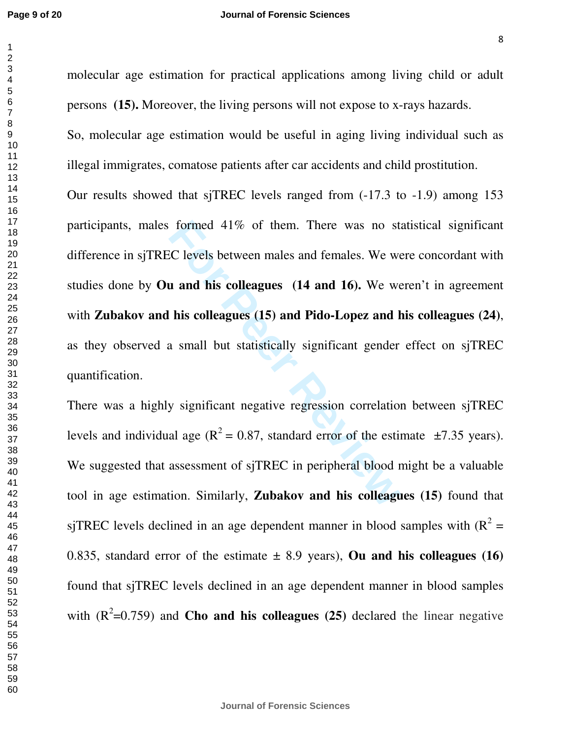molecular age estimation for practical applications among living child or adult persons **(15).** Moreover, the living persons will not expose to x-rays hazards.

So, molecular age estimation would be useful in aging living individual such as illegal immigrates, comatose patients after car accidents and child prostitution.

Our results showed that sjTREC levels ranged from (-17.3 to -1.9) among 153 participants, males formed 41% of them. There was no statistical significant difference in sjTREC levels between males and females. We were concordant with studies done by **Ou and his colleagues (14 and 16).** We weren't in agreement with **Zubakov and his colleagues (15) and Pido-Lopez and his colleagues (24)**, as they observed a small but statistically significant gender effect on sjTREC quantification.

There was a highly significant negative regression correlation between sjTREC levels and individual age ($R^2 = 0.87$, standard error of the estimate ±7.35 years). We suggested that assessment of sjTREC in peripheral blood might be a valuable tool in age estimation. Similarly, **Zubakov and his colleagues (15)** found that sjTREC levels declined in an age dependent manner in blood samples with ($R^2 = 0.835$, standard error of the estimate ± 8.9 years), **Ou and his colleagues (16)** found that sjTREC levels declined in an age dependent manner in blood samples with ($R^2$=0.759) and **Cho and his colleagues (25)** declared the linear negative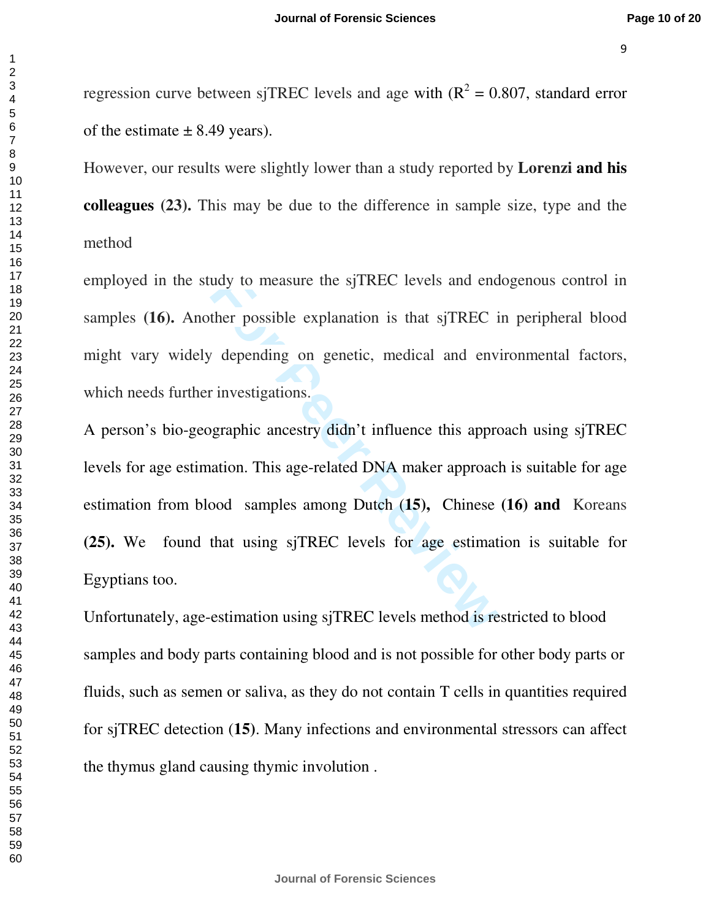regression curve between sjTREC levels and age with ($R^2$ = 0.807, standard error of the estimate ± 8.49 years).

However, our results were slightly lower than a study reported by **Lorenzi and his colleagues (23).** This may be due to the difference in sample size, type and the method

employed in the study to measure the sjTREC levels and endogenous control in samples **(16).** Another possible explanation is that sjTREC in peripheral blood might vary widely depending on genetic, medical and environmental factors, which needs further investigations.

A person's bio-geographic ancestry didn't influence this approach using sjTREC levels for age estimation. This age-related DNA maker approach is suitable for age estimation from blood samples among Dutch **(15),** Chinese **(16) and** Koreans **(25).** We found that using sjTREC levels for age estimation is suitable for Egyptians too.

Unfortunately, age-estimation using sjTREC levels method is restricted to blood samples and body parts containing blood and is not possible for other body parts or fluids, such as semen or saliva, as they do not contain T cells in quantities required for sjTREC detection (**15**). Many infections and environmental stressors can affect the thymus gland causing thymic involution .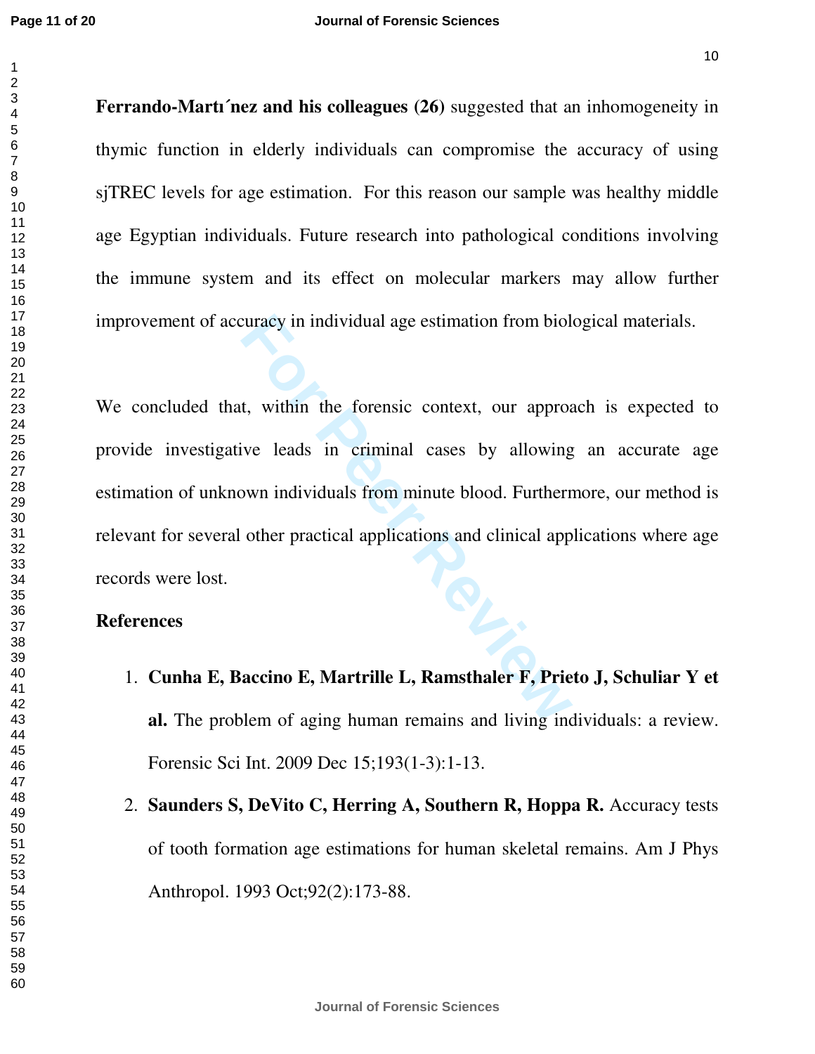**Ferrando-Martı´nez and his colleagues (26)** suggested that an inhomogeneity in thymic function in elderly individuals can compromise the accuracy of using sjTREC levels for age estimation. For this reason our sample was healthy middle age Egyptian individuals. Future research into pathological conditions involving the immune system and its effect on molecular markers may allow further improvement of accuracy in individual age estimation from biological materials.

We concluded that, within the forensic context, our approach is expected to provide investigative leads in criminal cases by allowing an accurate age estimation of unknown individuals from minute blood. Furthermore, our method is relevant for several other practical applications and clinical applications where age records were lost.

**References**

1. **Cunha E, Baccino E, Martrille L, Ramsthaler F, Prieto J, Schuliar Y et al.** The problem of aging human remains and living individuals: a review. Forensic Sci Int. 2009 Dec 15;193(1-3):1-13.
2. **Saunders S, DeVito C, Herring A, Southern R, Hoppa R.** Accuracy tests of tooth formation age estimations for human skeletal remains. Am J Phys Anthropol. 1993 Oct;92(2):173-88.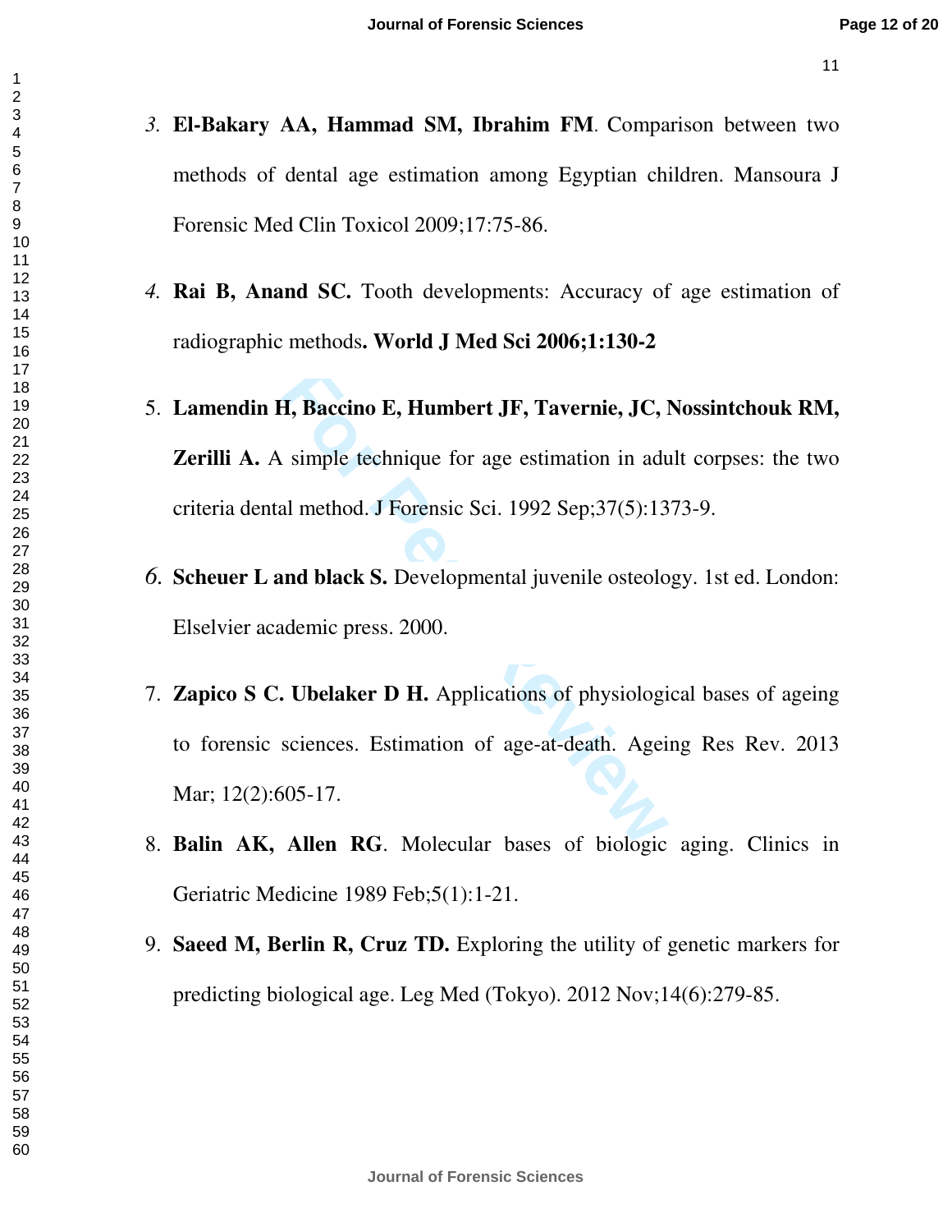3. **El-Bakary AA, Hammad SM, Ibrahim FM**. Comparison between two methods of dental age estimation among Egyptian children. Mansoura J Forensic Med Clin Toxicol 2009;17:75-86.

4. **Rai B, Anand SC.** Tooth developments: Accuracy of age estimation of radiographic methods**. World J Med Sci 2006;1:130-2**

5. **Lamendin H, Baccino E, Humbert JF, Tavernie, JC, Nossintchouk RM, Zerilli A.** A simple technique for age estimation in adult corpses: the two criteria dental method. J Forensic Sci. 1992 Sep;37(5):1373-9.

6. **Scheuer L and black S.** Developmental juvenile osteology. 1st ed. London: Elselvier academic press. 2000.

7. **Zapico S C. Ubelaker D H.** Applications of physiological bases of ageing to forensic sciences. Estimation of age-at-death. Ageing Res Rev. 2013 Mar; 12(2):605-17.

8. **Balin AK, Allen RG**. Molecular bases of biologic aging. Clinics in Geriatric Medicine 1989 Feb;5(1):1-21.

9. **Saeed M, Berlin R, Cruz TD.** Exploring the utility of genetic markers for predicting biological age. Leg Med (Tokyo). 2012 Nov;14(6):279-85.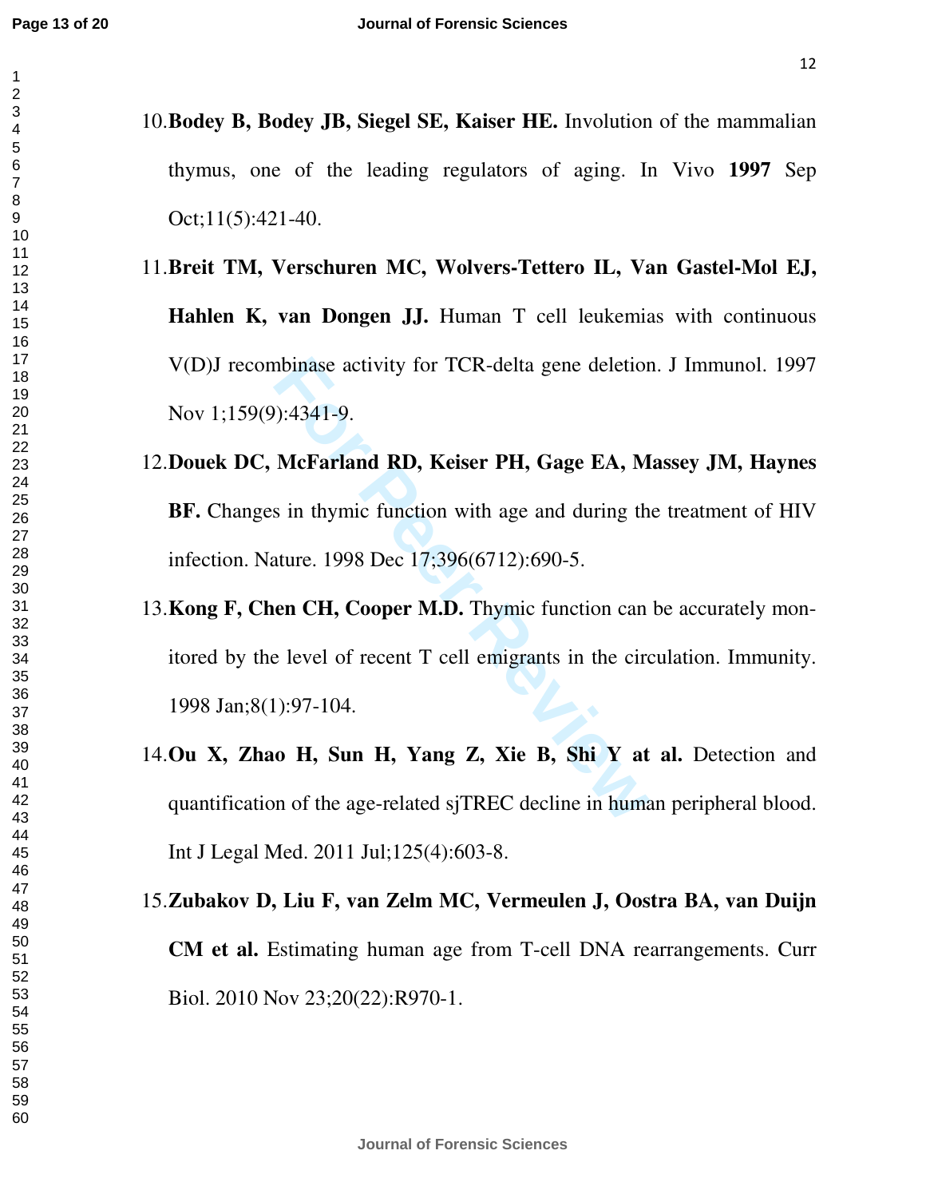10. **Bodey B, Bodey JB, Siegel SE, Kaiser HE.** Involution of the mammalian thymus, one of the leading regulators of aging. In Vivo **1997** Sep Oct;11(5):421-40.

11. **Breit TM, Verschuren MC, Wolvers-Tettero IL, Van Gastel-Mol EJ, Hahlen K, van Dongen JJ.** Human T cell leukemias with continuous V(D)J recombinase activity for TCR-delta gene deletion. J Immunol. 1997 Nov 1;159(9):4341-9.

12. **Douek DC, McFarland RD, Keiser PH, Gage EA, Massey JM, Haynes BF.** Changes in thymic function with age and during the treatment of HIV infection. Nature. 1998 Dec 17;396(6712):690-5.

13. **Kong F, Chen CH, Cooper M.D.** Thymic function can be accurately monitored by the level of recent T cell emigrants in the circulation. Immunity. 1998 Jan;8(1):97-104.

14. **Ou X, Zhao H, Sun H, Yang Z, Xie B, Shi Y at al.** Detection and quantification of the age-related sjTREC decline in human peripheral blood. Int J Legal Med. 2011 Jul;125(4):603-8.

15. **Zubakov D, Liu F, van Zelm MC, Vermeulen J, Oostra BA, van Duijn CM et al.** Estimating human age from T-cell DNA rearrangements. Curr Biol. 2010 Nov 23;20(22):R970-1.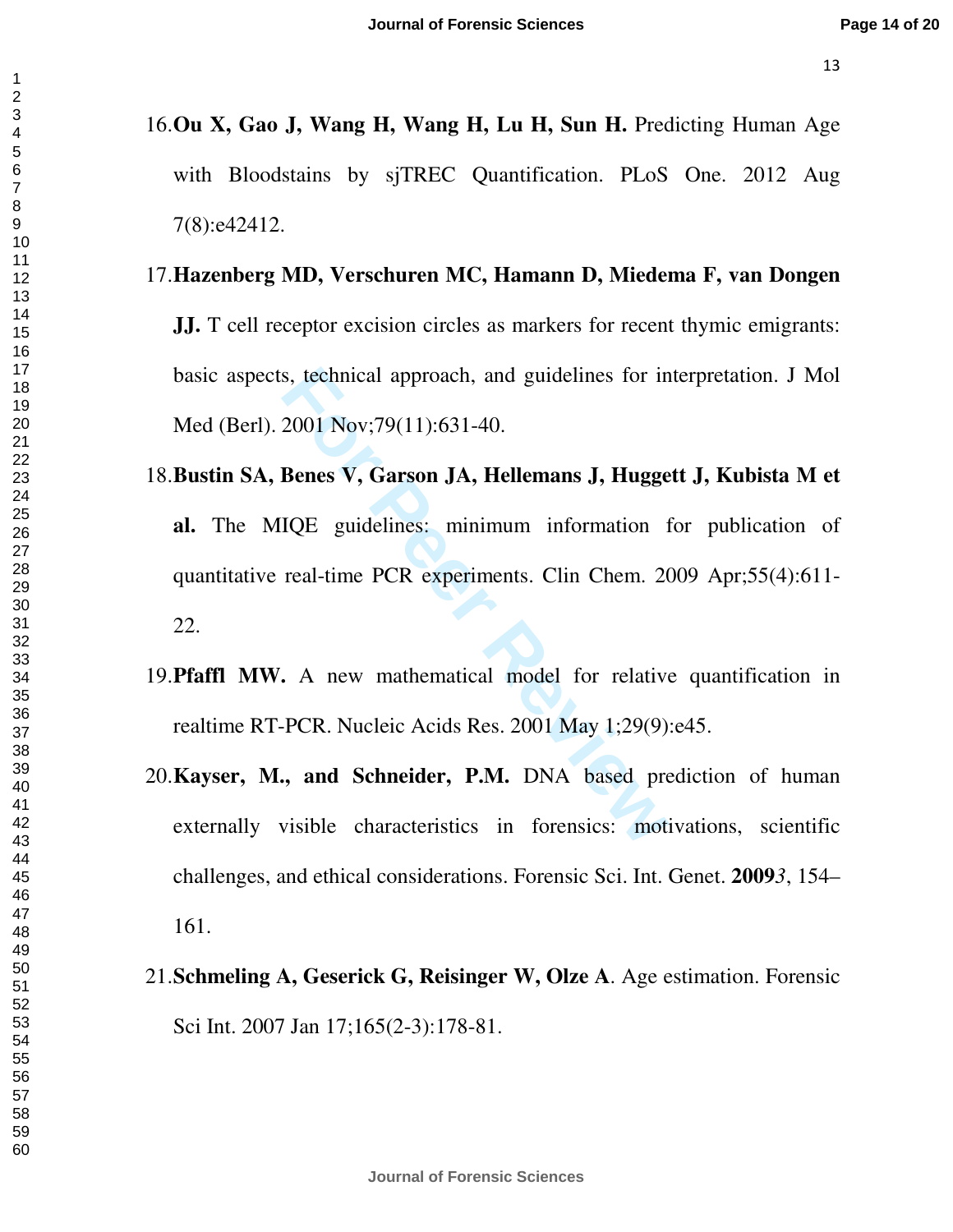16. **Ou X, Gao J, Wang H, Wang H, Lu H, Sun H.** Predicting Human Age with Bloodstains by sjTREC Quantification. PLoS One. 2012 Aug 7(8):e42412.

17. **Hazenberg MD, Verschuren MC, Hamann D, Miedema F, van Dongen JJ.** T cell receptor excision circles as markers for recent thymic emigrants: basic aspects, technical approach, and guidelines for interpretation. J Mol Med (Berl). 2001 Nov;79(11):631-40.

18. **Bustin SA, Benes V, Garson JA, Hellemans J, Huggett J, Kubista M et al.** The MIQE guidelines: minimum information for publication of quantitative real-time PCR experiments. Clin Chem. 2009 Apr;55(4):611-22.

19. **Pfaffl MW.** A new mathematical model for relative quantification in realtime RT-PCR. Nucleic Acids Res. 2001 May 1;29(9):e45.

20. **Kayser, M., and Schneider, P.M.** DNA based prediction of human externally visible characteristics in forensics: motivations, scientific challenges, and ethical considerations. Forensic Sci. Int. Genet. **2009***3*, 154–161.

21. **Schmeling A, Geserick G, Reisinger W, Olze A**. Age estimation. Forensic Sci Int. 2007 Jan 17;165(2-3):178-81.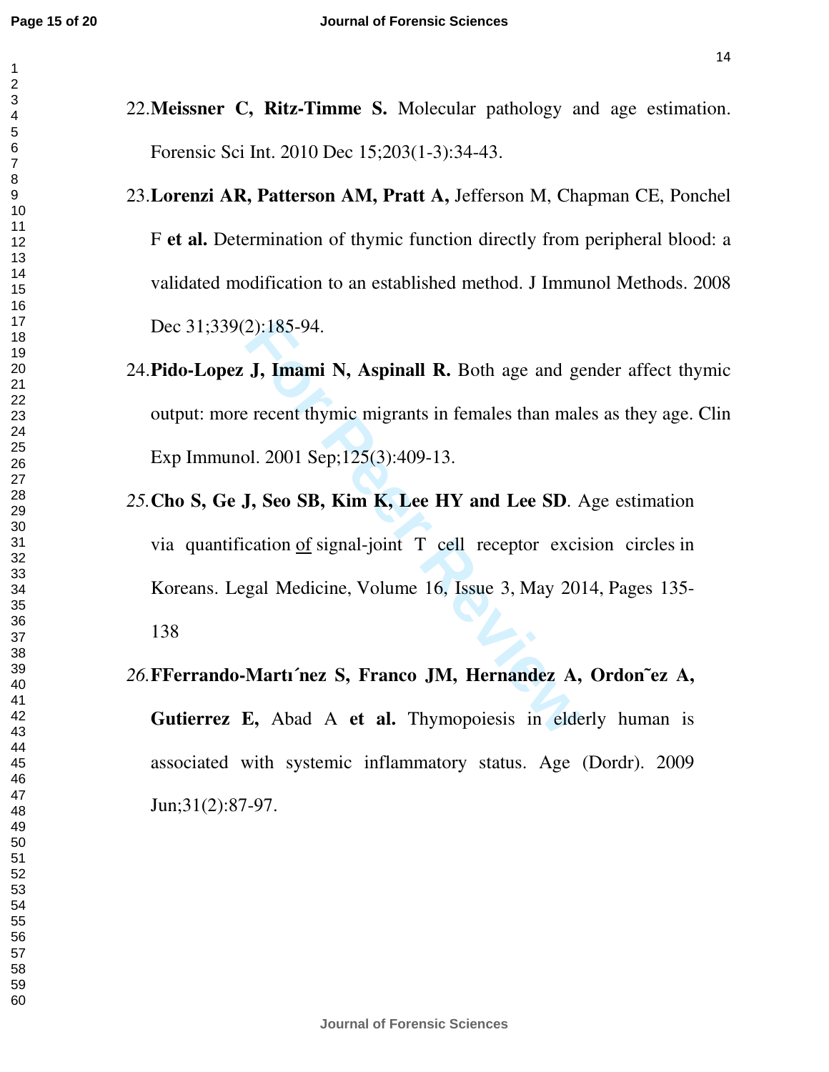22. **Meissner C, Ritz-Timme S.** Molecular pathology and age estimation. Forensic Sci Int. 2010 Dec 15;203(1-3):34-43.

23. **Lorenzi AR, Patterson AM, Pratt A,** Jefferson M, Chapman CE, Ponchel F **et al.** Determination of thymic function directly from peripheral blood: a validated modification to an established method. J Immunol Methods. 2008 Dec 31;339(2):185-94.

24. **Pido-Lopez J, Imami N, Aspinall R.** Both age and gender affect thymic output: more recent thymic migrants in females than males as they age. Clin Exp Immunol. 2001 Sep;125(3):409-13.

*25.* **Cho S, Ge J, Seo SB, Kim K, Lee HY and Lee SD**. Age estimation via quantification of signal-joint T cell receptor excision circles in Koreans. Legal Medicine, Volume 16, Issue 3, May 2014, Pages 135-138

*26.* **FFerrando-Martı´nez S, Franco JM, Hernandez A, Ordon˜ez A, Gutierrez E,** Abad A **et al.** Thymopoiesis in elderly human is associated with systemic inflammatory status. Age (Dordr). 2009 Jun;31(2):87-97.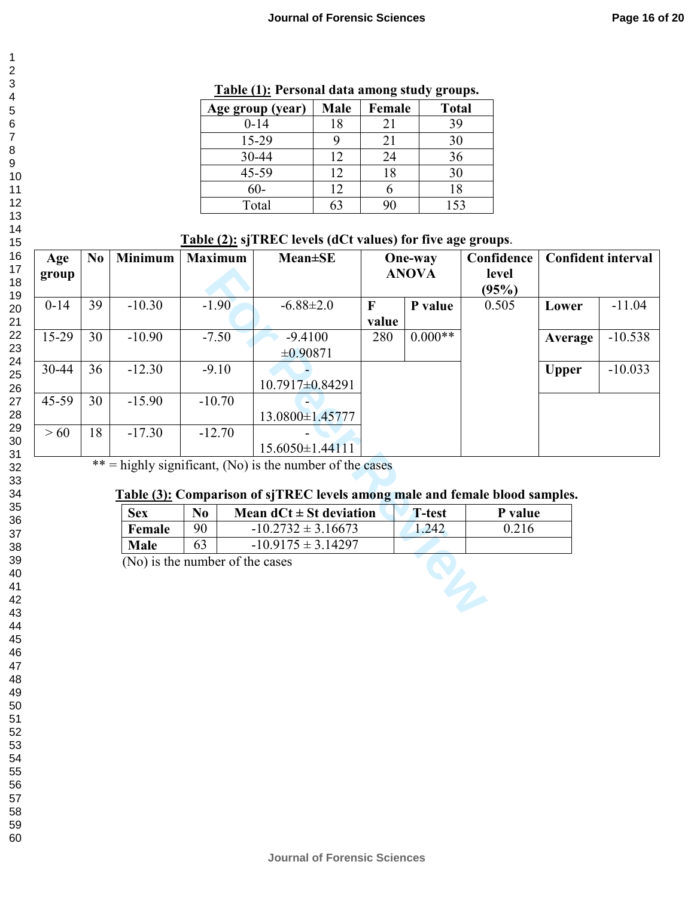**Table (1): Personal data among study groups.**

| Age group (year) | Male | Female | Total |
|---|---|---|---|
| 0-14 | 18 | 21 | 39 |
| 15-29 | 9 | 21 | 30 |
| 30-44 | 12 | 24 | 36 |
| 45-59 | 12 | 18 | 30 |
| 60- | 12 | 6 | 18 |
| Total | 63 | 90 | 153 |

**Table (2): sjTREC levels (dCt values) for five age groups.**

| Age group | No | Minimum | Maximum | Mean±SE | One-way ANOVA | | Confidence level (95%) | Confident interval | |
|---|---|---|---|---|---|---|---|---|---|
| | | | | | F value | P value | | | |
| 0-14 | 39 | -10.30 | -1.90 | -6.88±2.0 | 280 | 0.000** | 0.505 | **Lower** | -11.04 |
| 15-29 | 30 | -10.90 | -7.50 | -9.4100 ±0.90871 | | | | **Average** | -10.538 |
| 30-44 | 36 | -12.30 | -9.10 | -10.7917±0.84291 | | | | **Upper** | -10.033 |
| 45-59 | 30 | -15.90 | -10.70 | -13.0800±1.45777 | | | | | |
| > 60 | 18 | -17.30 | -12.70 | -15.6050±1.44111 | | | | | |

** = highly significant, (No) is the number of the cases

**Table (3): Comparison of sjTREC levels among male and female blood samples.**

| Sex | No | Mean dCt ± St deviation | T-test | P value |
|---|---|---|---|---|
| **Female** | 90 | -10.2732 ± 3.16673 | 1.242 | 0.216 |
| **Male** | 63 | -10.9175 ± 3.14297 | | |

(No) is the number of the cases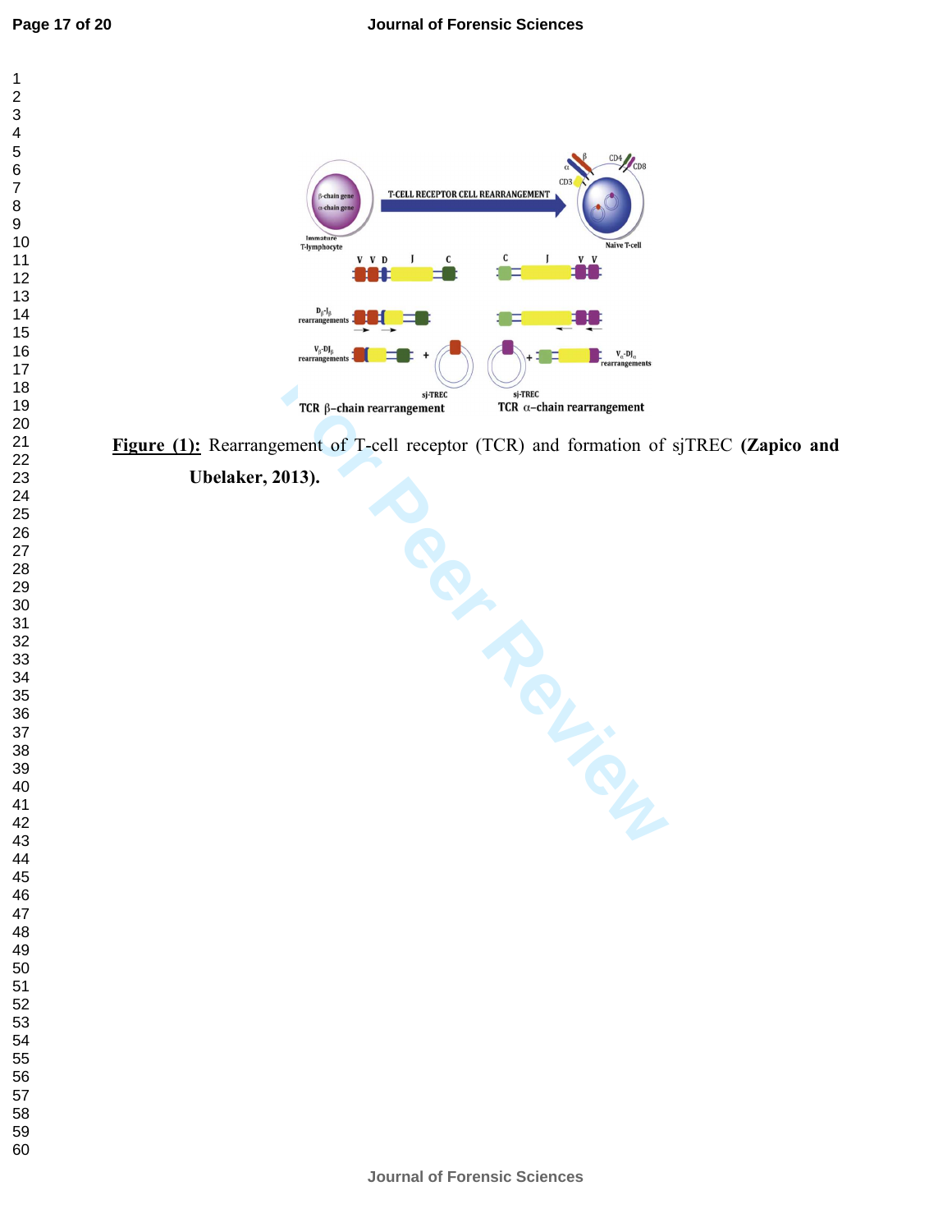**Figure (1):** Rearrangement of T-cell receptor (TCR) and formation of sjTREC **(Zapico and Ubelaker, 2013).**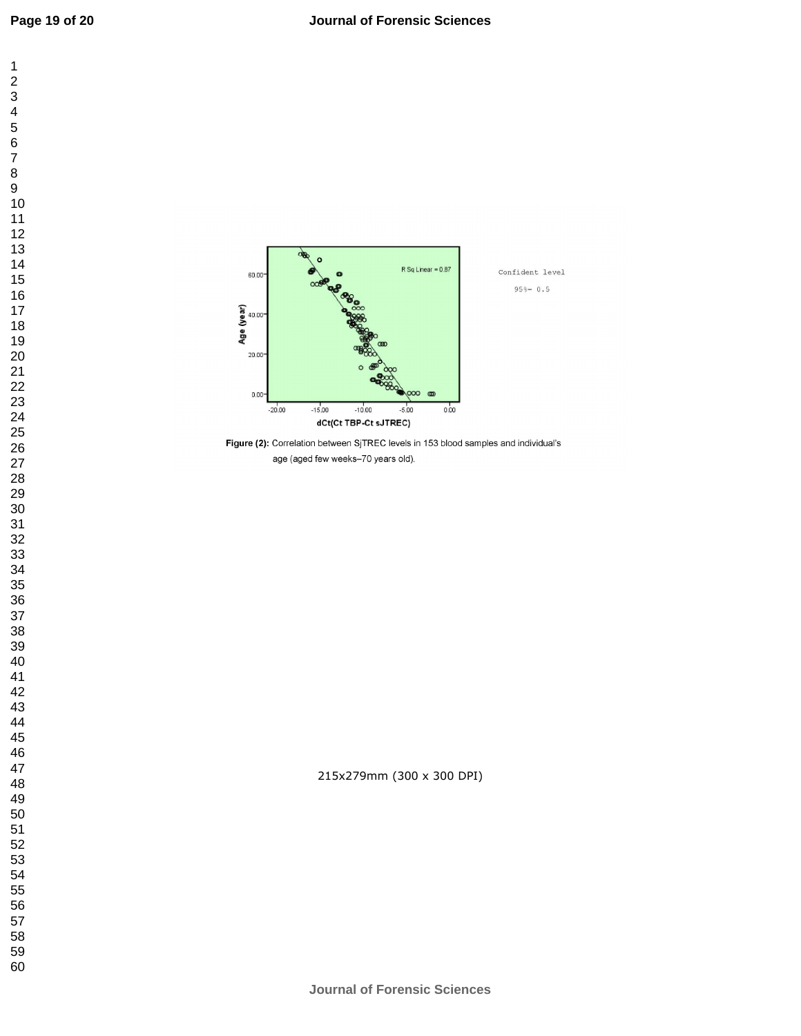Confident level

95%= 0.5

**Figure (2):** Correlation between SjTREC levels in 153 blood samples and individual's age (aged few weeks–70 years old).

215x279mm (300 x 300 DPI)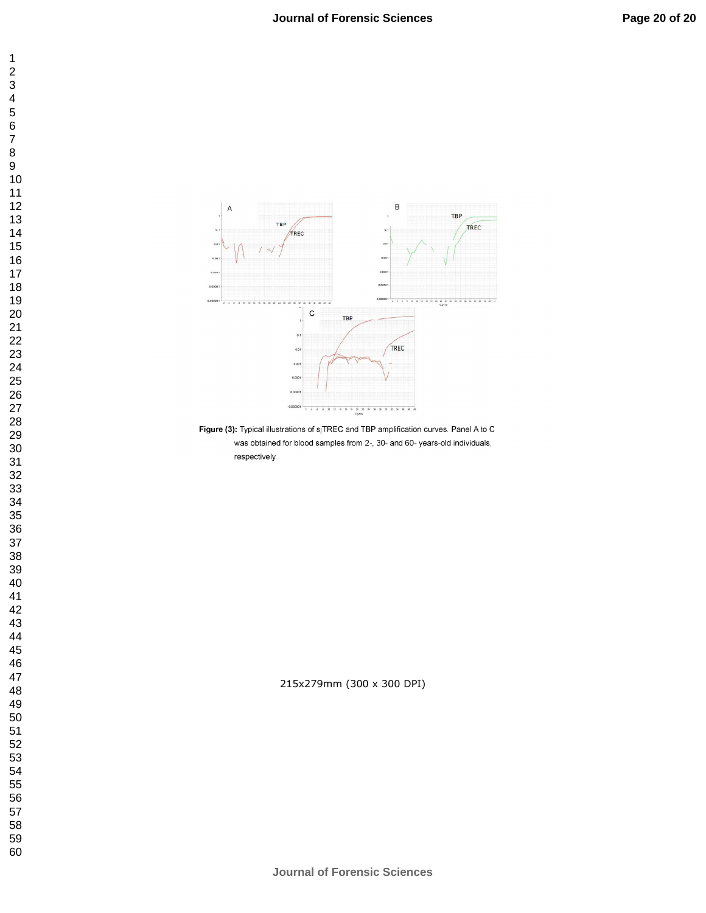A

TBP

TREC

B

TBP

TREC

Cycle

C

TBP

TREC

Cycle

**Figure (3):** Typical illustrations of sjTREC and TBP amplification curves. Panel A to C was obtained for blood samples from 2-, 30- and 60- years-old individuals, respectively.

215x279mm (300 x 300 DPI)